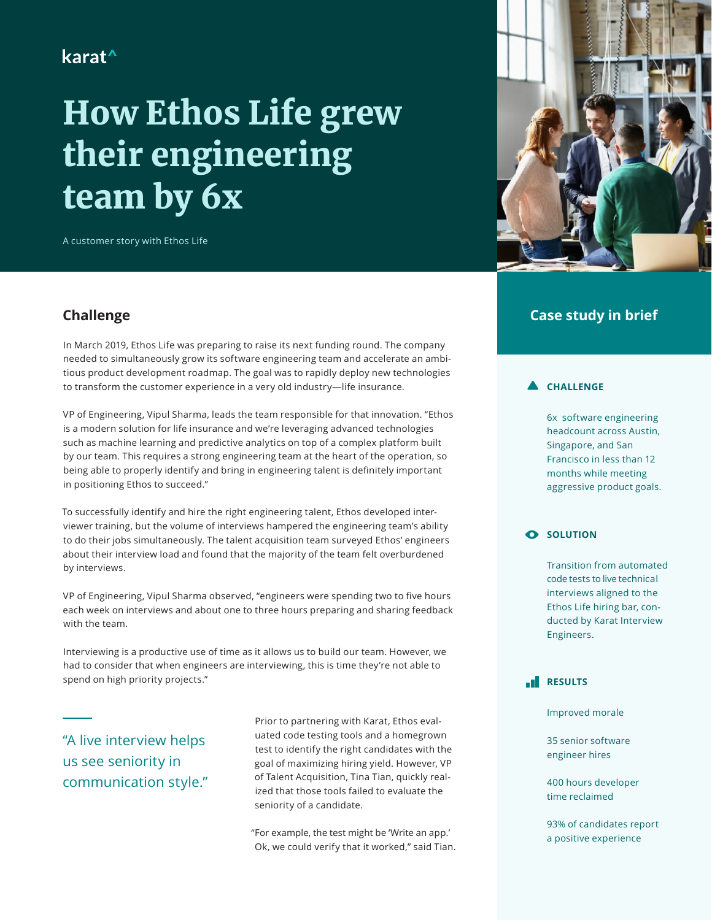karat^

# How Ethos Life grew their engineering team by 6x

A customer story with Ethos Life

## Challenge

In March 2019, Ethos Life was preparing to raise its next funding round. The company needed to simultaneously grow its software engineering team and accelerate an ambitious product development roadmap. The goal was to rapidly deploy new technologies to transform the customer experience in a very old industry—life insurance.

VP of Engineering, Vipul Sharma, leads the team responsible for that innovation. "Ethos is a modern solution for life insurance and we're leveraging advanced technologies such as machine learning and predictive analytics on top of a complex platform built by our team. This requires a strong engineering team at the heart of the operation, so being able to properly identify and bring in engineering talent is definitely important in positioning Ethos to succeed."

To successfully identify and hire the right engineering talent, Ethos developed interviewer training, but the volume of interviews hampered the engineering team's ability to do their jobs simultaneously. The talent acquisition team surveyed Ethos' engineers about their interview load and found that the majority of the team felt overburdened by interviews.

VP of Engineering, Vipul Sharma observed, "engineers were spending two to five hours each week on interviews and about one to three hours preparing and sharing feedback with the team.

Interviewing is a productive use of time as it allows us to build our team. However, we had to consider that when engineers are interviewing, this is time they're not able to spend on high priority projects."

> "A live interview helps us see seniority in communication style."

Prior to partnering with Karat, Ethos evaluated code testing tools and a homegrown test to identify the right candidates with the goal of maximizing hiring yield. However, VP of Talent Acquisition, Tina Tian, quickly realized that those tools failed to evaluate the seniority of a candidate.

"For example, the test might be 'Write an app.' Ok, we could verify that it worked," said Tian.

## Case study in brief

### CHALLENGE

6x software engineering headcount across Austin, Singapore, and San Francisco in less than 12 months while meeting aggressive product goals.

### SOLUTION

Transition from automated code tests to live technical interviews aligned to the Ethos Life hiring bar, conducted by Karat Interview Engineers.

### RESULTS

Improved morale

35 senior software engineer hires

400 hours developer time reclaimed

93% of candidates report a positive experience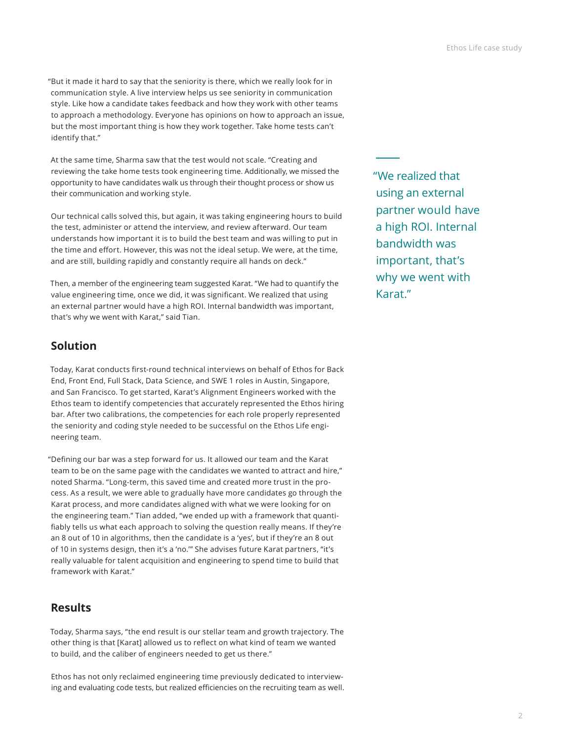"But it made it hard to say that the seniority is there, which we really look for in communication style. A live interview helps us see seniority in communication style. Like how a candidate takes feedback and how they work with other teams to approach a methodology. Everyone has opinions on how to approach an issue, but the most important thing is how they work together. Take home tests can't identify that."

At the same time, Sharma saw that the test would not scale. "Creating and reviewing the take home tests took engineering time. Additionally, we missed the opportunity to have candidates walk us through their thought process or show us their communication and working style.

Our technical calls solved this, but again, it was taking engineering hours to build the test, administer or attend the interview, and review afterward. Our team understands how important it is to build the best team and was willing to put in the time and effort. However, this was not the ideal setup. We were, at the time, and are still, building rapidly and constantly require all hands on deck."

Then, a member of the engineering team suggested Karat. "We had to quantify the value engineering time, once we did, it was significant. We realized that using an external partner would have a high ROI. Internal bandwidth was important, that's why we went with Karat," said Tian.

> "We realized that using an external partner would have a high ROI. Internal bandwidth was important, that's why we went with Karat."

## Solution

Today, Karat conducts first-round technical interviews on behalf of Ethos for Back End, Front End, Full Stack, Data Science, and SWE 1 roles in Austin, Singapore, and San Francisco. To get started, Karat's Alignment Engineers worked with the Ethos team to identify competencies that accurately represented the Ethos hiring bar. After two calibrations, the competencies for each role properly represented the seniority and coding style needed to be successful on the Ethos Life engineering team.

"Defining our bar was a step forward for us. It allowed our team and the Karat team to be on the same page with the candidates we wanted to attract and hire," noted Sharma. "Long-term, this saved time and created more trust in the process. As a result, we were able to gradually have more candidates go through the Karat process, and more candidates aligned with what we were looking for on the engineering team." Tian added, "we ended up with a framework that quantifiably tells us what each approach to solving the question really means. If they're an 8 out of 10 in algorithms, then the candidate is a 'yes', but if they're an 8 out of 10 in systems design, then it's a 'no.'" She advises future Karat partners, "it's really valuable for talent acquisition and engineering to spend time to build that framework with Karat."

## Results

Today, Sharma says, "the end result is our stellar team and growth trajectory. The other thing is that [Karat] allowed us to reflect on what kind of team we wanted to build, and the caliber of engineers needed to get us there."

Ethos has not only reclaimed engineering time previously dedicated to interviewing and evaluating code tests, but realized efficiencies on the recruiting team as well.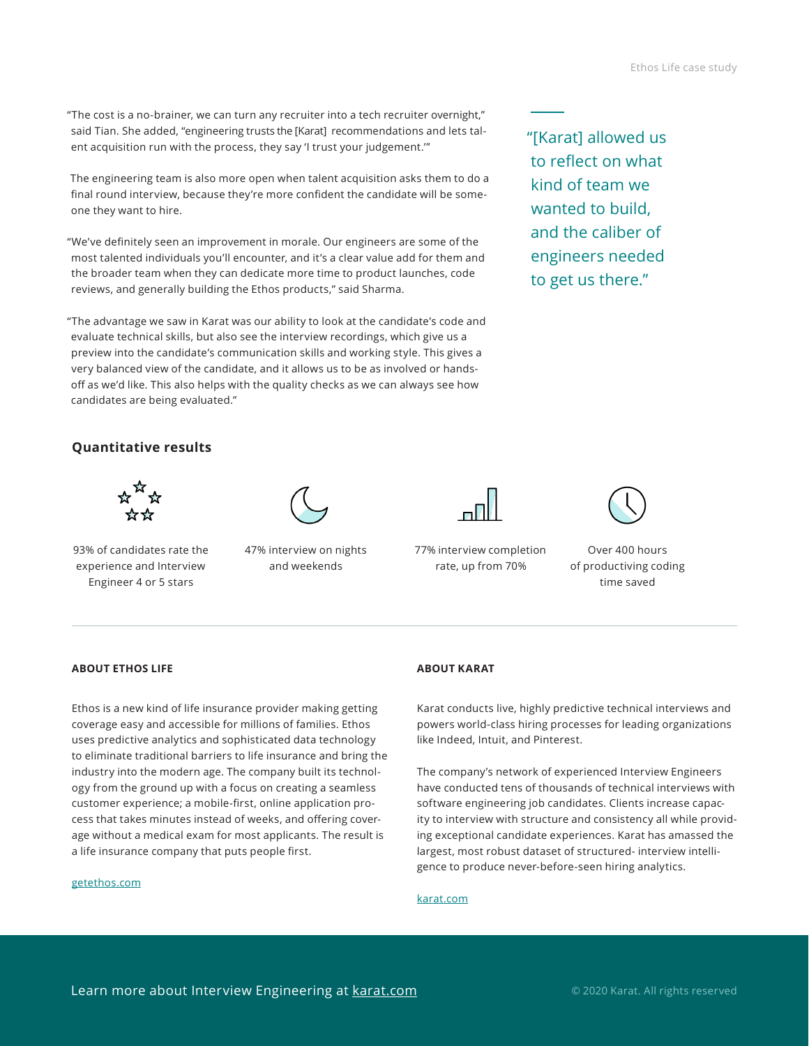"The cost is a no-brainer, we can turn any recruiter into a tech recruiter overnight," said Tian. She added, "engineering trusts the [Karat] recommendations and lets talent acquisition run with the process, they say 'I trust your judgement.'"

The engineering team is also more open when talent acquisition asks them to do a final round interview, because they're more confident the candidate will be someone they want to hire.

"We've definitely seen an improvement in morale. Our engineers are some of the most talented individuals you'll encounter, and it's a clear value add for them and the broader team when they can dedicate more time to product launches, code reviews, and generally building the Ethos products," said Sharma.

"The advantage we saw in Karat was our ability to look at the candidate's code and evaluate technical skills, but also see the interview recordings, which give us a preview into the candidate's communication skills and working style. This gives a very balanced view of the candidate, and it allows us to be as involved or hands-off as we'd like. This also helps with the quality checks as we can always see how candidates are being evaluated."

> "[Karat] allowed us to reflect on what kind of team we wanted to build, and the caliber of engineers needed to get us there."

## Quantitative results

93% of candidates rate the experience and Interview Engineer 4 or 5 stars

47% interview on nights and weekends

77% interview completion rate, up from 70%

Over 400 hours of productiving coding time saved

---

#### ABOUT ETHOS LIFE

Ethos is a new kind of life insurance provider making getting coverage easy and accessible for millions of families. Ethos uses predictive analytics and sophisticated data technology to eliminate traditional barriers to life insurance and bring the industry into the modern age. The company built its technology from the ground up with a focus on creating a seamless customer experience; a mobile-first, online application process that takes minutes instead of weeks, and offering coverage without a medical exam for most applicants. The result is a life insurance company that puts people first.

getethos.com

#### ABOUT KARAT

Karat conducts live, highly predictive technical interviews and powers world-class hiring processes for leading organizations like Indeed, Intuit, and Pinterest.

The company's network of experienced Interview Engineers have conducted tens of thousands of technical interviews with software engineering job candidates. Clients increase capacity to interview with structure and consistency all while providing exceptional candidate experiences. Karat has amassed the largest, most robust dataset of structured- interview intelligence to produce never-before-seen hiring analytics.

karat.com

Learn more about Interview Engineering at karat.com

© 2020 Karat. All rights reserved